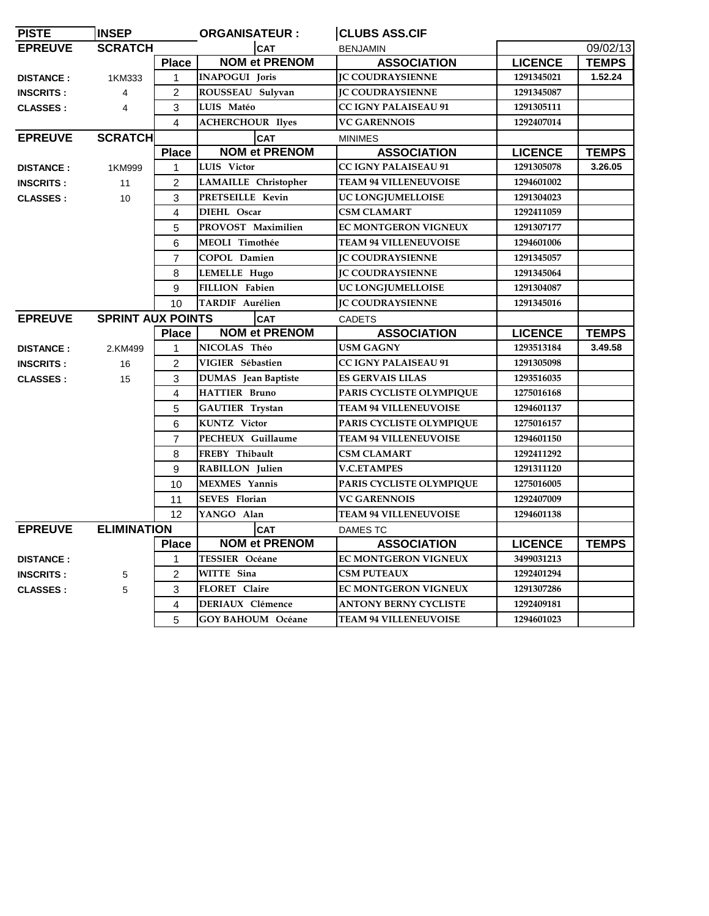| PISTE | INSEP | ORGANISATEUR : | CLUBS ASS.CIF | | |
|---|---|---|---|---|---|
| **EPREUVE** | **SCRATCH** | **CAT** | BENJAMIN | | 09/02/13 |

| | | Place | NOM et PRENOM | ASSOCIATION | LICENCE | TEMPS |
|---|---|---|---|---|---|---|
| **DISTANCE :** | 1KM333 | 1 | INAPOGUI Joris | JC COUDRAYSIENNE | 1291345021 | 1.52.24 |
| **INSCRITS :** | 4 | 2 | ROUSSEAU Sulyvan | JC COUDRAYSIENNE | 1291345087 | |
| **CLASSES :** | 4 | 3 | LUIS Matéo | CC IGNY PALAISEAU 91 | 1291305111 | |
| | | 4 | ACHERCHOUR Ilyes | VC GARENNOIS | 1292407014 | |

| **EPREUVE** | **SCRATCH** | **CAT** | MINIMES | | | |
|---|---|---|---|---|---|---|
| | | **Place** | **NOM et PRENOM** | **ASSOCIATION** | **LICENCE** | **TEMPS** |
| **DISTANCE :** | 1KM999 | 1 | LUIS Victor | CC IGNY PALAISEAU 91 | 1291305078 | 3.26.05 |
| **INSCRITS :** | 11 | 2 | LAMAILLE Christopher | TEAM 94 VILLENEUVOISE | 1294601002 | |
| **CLASSES :** | 10 | 3 | PRETSEILLE Kevin | UC LONGJUMELLOISE | 1291304023 | |
| | | 4 | DIEHL Oscar | CSM CLAMART | 1292411059 | |
| | | 5 | PROVOST Maximilien | EC MONTGERON VIGNEUX | 1291307177 | |
| | | 6 | MEOLI Timothée | TEAM 94 VILLENEUVOISE | 1294601006 | |
| | | 7 | COPOL Damien | JC COUDRAYSIENNE | 1291345057 | |
| | | 8 | LEMELLE Hugo | JC COUDRAYSIENNE | 1291345064 | |
| | | 9 | FILLION Fabien | UC LONGJUMELLOISE | 1291304087 | |
| | | 10 | TARDIF Aurélien | JC COUDRAYSIENNE | 1291345016 | |

| **EPREUVE** | **SPRINT AUX POINTS** | **CAT** | CADETS | | | |
|---|---|---|---|---|---|---|
| | | **Place** | **NOM et PRENOM** | **ASSOCIATION** | **LICENCE** | **TEMPS** |
| **DISTANCE :** | 2.KM499 | 1 | NICOLAS Théo | USM GAGNY | 1293513184 | 3.49.58 |
| **INSCRITS :** | 16 | 2 | VIGIER Sébastien | CC IGNY PALAISEAU 91 | 1291305098 | |
| **CLASSES :** | 15 | 3 | DUMAS Jean Baptiste | ES GERVAIS LILAS | 1293516035 | |
| | | 4 | HATTIER Bruno | PARIS CYCLISTE OLYMPIQUE | 1275016168 | |
| | | 5 | GAUTIER Trystan | TEAM 94 VILLENEUVOISE | 1294601137 | |
| | | 6 | KUNTZ Victor | PARIS CYCLISTE OLYMPIQUE | 1275016157 | |
| | | 7 | PECHEUX Guillaume | TEAM 94 VILLENEUVOISE | 1294601150 | |
| | | 8 | FREBY Thibault | CSM CLAMART | 1292411292 | |
| | | 9 | RABILLON Julien | V.C.ETAMPES | 1291311120 | |
| | | 10 | MEXMES Yannis | PARIS CYCLISTE OLYMPIQUE | 1275016005 | |
| | | 11 | SEVES Florian | VC GARENNOIS | 1292407009 | |
| | | 12 | YANGO Alan | TEAM 94 VILLENEUVOISE | 1294601138 | |

| **EPREUVE** | **ELIMINATION** | **CAT** | DAMES TC | | | |
|---|---|---|---|---|---|---|
| | | **Place** | **NOM et PRENOM** | **ASSOCIATION** | **LICENCE** | **TEMPS** |
| **DISTANCE :** | | 1 | TESSIER Océane | EC MONTGERON VIGNEUX | 3499031213 | |
| **INSCRITS :** | 5 | 2 | WITTE Sina | CSM PUTEAUX | 1292401294 | |
| **CLASSES :** | 5 | 3 | FLORET Claire | EC MONTGERON VIGNEUX | 1291307286 | |
| | | 4 | DERIAUX Clémence | ANTONY BERNY CYCLISTE | 1292409181 | |
| | | 5 | GOY BAHOUM Océane | TEAM 94 VILLENEUVOISE | 1294601023 | |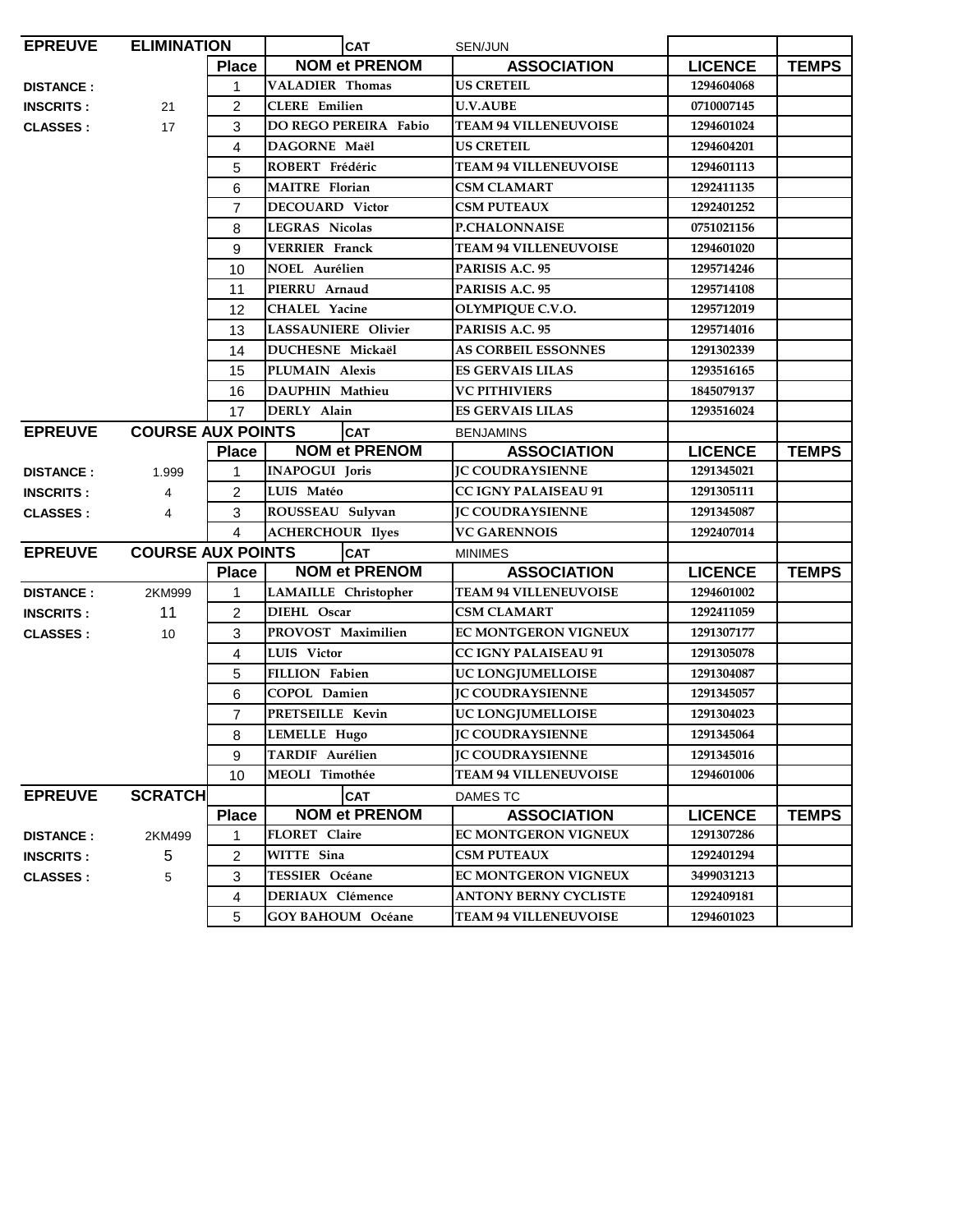| EPREUVE | ELIMINATION | | | CAT | SEN/JUN | | |
|---|---|---|---|---|---|---|---|
| | | Place | NOM et PRENOM | | ASSOCIATION | LICENCE | TEMPS |
| DISTANCE : | | 1 | VALADIER Thomas | | US CRETEIL | 1294604068 | |
| INSCRITS : | 21 | 2 | CLERE Emilien | | U.V.AUBE | 0710007145 | |
| CLASSES : | 17 | 3 | DO REGO PEREIRA Fabio | | TEAM 94 VILLENEUVOISE | 1294601024 | |
| | | 4 | DAGORNE Maël | | US CRETEIL | 1294604201 | |
| | | 5 | ROBERT Frédéric | | TEAM 94 VILLENEUVOISE | 1294601113 | |
| | | 6 | MAITRE Florian | | CSM CLAMART | 1292411135 | |
| | | 7 | DECOUARD Victor | | CSM PUTEAUX | 1292401252 | |
| | | 8 | LEGRAS Nicolas | | P.CHALONNAISE | 0751021156 | |
| | | 9 | VERRIER Franck | | TEAM 94 VILLENEUVOISE | 1294601020 | |
| | | 10 | NOEL Aurélien | | PARISIS A.C. 95 | 1295714246 | |
| | | 11 | PIERRU Arnaud | | PARISIS A.C. 95 | 1295714108 | |
| | | 12 | CHALEL Yacine | | OLYMPIQUE C.V.O. | 1295712019 | |
| | | 13 | LASSAUNIERE Olivier | | PARISIS A.C. 95 | 1295714016 | |
| | | 14 | DUCHESNE Mickaël | | AS CORBEIL ESSONNES | 1291302339 | |
| | | 15 | PLUMAIN Alexis | | ES GERVAIS LILAS | 1293516165 | |
| | | 16 | DAUPHIN Mathieu | | VC PITHIVIERS | 1845079137 | |
| | | 17 | DERLY Alain | | ES GERVAIS LILAS | 1293516024 | |

| EPREUVE | COURSE AUX POINTS | | | CAT | BENJAMINS | | |
|---|---|---|---|---|---|---|---|
| | | Place | NOM et PRENOM | | ASSOCIATION | LICENCE | TEMPS |
| DISTANCE : | 1.999 | 1 | INAPOGUI Joris | | JC COUDRAYSIENNE | 1291345021 | |
| INSCRITS : | 4 | 2 | LUIS Matéo | | CC IGNY PALAISEAU 91 | 1291305111 | |
| CLASSES : | 4 | 3 | ROUSSEAU Sulyvan | | JC COUDRAYSIENNE | 1291345087 | |
| | | 4 | ACHERCHOUR Ilyes | | VC GARENNOIS | 1292407014 | |

| EPREUVE | COURSE AUX POINTS | | | CAT | MINIMES | | |
|---|---|---|---|---|---|---|---|
| | | Place | NOM et PRENOM | | ASSOCIATION | LICENCE | TEMPS |
| DISTANCE : | 2KM999 | 1 | LAMAILLE Christopher | | TEAM 94 VILLENEUVOISE | 1294601002 | |
| INSCRITS : | 11 | 2 | DIEHL Oscar | | CSM CLAMART | 1292411059 | |
| CLASSES : | 10 | 3 | PROVOST Maximilien | | EC MONTGERON VIGNEUX | 1291307177 | |
| | | 4 | LUIS Victor | | CC IGNY PALAISEAU 91 | 1291305078 | |
| | | 5 | FILLION Fabien | | UC LONGJUMELLOISE | 1291304087 | |
| | | 6 | COPOL Damien | | JC COUDRAYSIENNE | 1291345057 | |
| | | 7 | PRETSEILLE Kevin | | UC LONGJUMELLOISE | 1291304023 | |
| | | 8 | LEMELLE Hugo | | JC COUDRAYSIENNE | 1291345064 | |
| | | 9 | TARDIF Aurélien | | JC COUDRAYSIENNE | 1291345016 | |
| | | 10 | MEOLI Timothée | | TEAM 94 VILLENEUVOISE | 1294601006 | |

| EPREUVE | SCRATCH | | | CAT | DAMES TC | | |
|---|---|---|---|---|---|---|---|
| | | Place | NOM et PRENOM | | ASSOCIATION | LICENCE | TEMPS |
| DISTANCE : | 2KM499 | 1 | FLORET Claire | | EC MONTGERON VIGNEUX | 1291307286 | |
| INSCRITS : | 5 | 2 | WITTE Sina | | CSM PUTEAUX | 1292401294 | |
| CLASSES : | 5 | 3 | TESSIER Océane | | EC MONTGERON VIGNEUX | 3499031213 | |
| | | 4 | DERIAUX Clémence | | ANTONY BERNY CYCLISTE | 1292409181 | |
| | | 5 | GOY BAHOUM Océane | | TEAM 94 VILLENEUVOISE | 1294601023 | |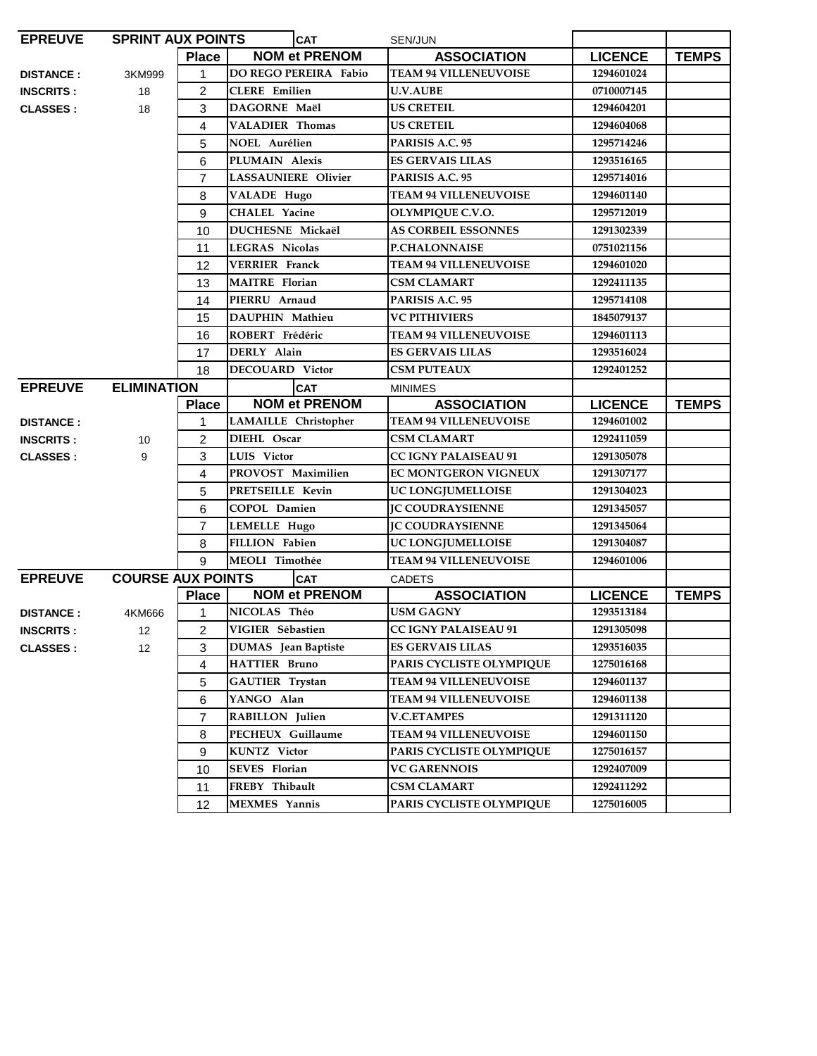| EPREUVE | SPRINT AUX POINTS | | CAT | SEN/JUN | |
|---|---|---|---|---|---|
| | | **Place** | **NOM et PRENOM** | **ASSOCIATION** | **LICENCE** | **TEMPS** |
| **DISTANCE :** | 3KM999 | 1 | DO REGO PEREIRA Fabio | TEAM 94 VILLENEUVOISE | 1294601024 | |
| **INSCRITS :** | 18 | 2 | CLERE Emilien | U.V.AUBE | 0710007145 | |
| **CLASSES :** | 18 | 3 | DAGORNE Maël | US CRETEIL | 1294604201 | |
| | | 4 | VALADIER Thomas | US CRETEIL | 1294604068 | |
| | | 5 | NOEL Aurélien | PARISIS A.C. 95 | 1295714246 | |
| | | 6 | PLUMAIN Alexis | ES GERVAIS LILAS | 1293516165 | |
| | | 7 | LASSAUNIERE Olivier | PARISIS A.C. 95 | 1295714016 | |
| | | 8 | VALADE Hugo | TEAM 94 VILLENEUVOISE | 1294601140 | |
| | | 9 | CHALEL Yacine | OLYMPIQUE C.V.O. | 1295712019 | |
| | | 10 | DUCHESNE Mickaël | AS CORBEIL ESSONNES | 1291302339 | |
| | | 11 | LEGRAS Nicolas | P.CHALONNAISE | 0751021156 | |
| | | 12 | VERRIER Franck | TEAM 94 VILLENEUVOISE | 1294601020 | |
| | | 13 | MAITRE Florian | CSM CLAMART | 1292411135 | |
| | | 14 | PIERRU Arnaud | PARISIS A.C. 95 | 1295714108 | |
| | | 15 | DAUPHIN Mathieu | VC PITHIVIERS | 1845079137 | |
| | | 16 | ROBERT Frédéric | TEAM 94 VILLENEUVOISE | 1294601113 | |
| | | 17 | DERLY Alain | ES GERVAIS LILAS | 1293516024 | |
| | | 18 | DECOUARD Victor | CSM PUTEAUX | 1292401252 | |

| EPREUVE | ELIMINATION | | CAT | MINIMES | | |
|---|---|---|---|---|---|---|
| | | **Place** | **NOM et PRENOM** | **ASSOCIATION** | **LICENCE** | **TEMPS** |
| **DISTANCE :** | | 1 | LAMAILLE Christopher | TEAM 94 VILLENEUVOISE | 1294601002 | |
| **INSCRITS :** | 10 | 2 | DIEHL Oscar | CSM CLAMART | 1292411059 | |
| **CLASSES :** | 9 | 3 | LUIS Victor | CC IGNY PALAISEAU 91 | 1291305078 | |
| | | 4 | PROVOST Maximilien | EC MONTGERON VIGNEUX | 1291307177 | |
| | | 5 | PRETSEILLE Kevin | UC LONGJUMELLOISE | 1291304023 | |
| | | 6 | COPOL Damien | JC COUDRAYSIENNE | 1291345057 | |
| | | 7 | LEMELLE Hugo | JC COUDRAYSIENNE | 1291345064 | |
| | | 8 | FILLION Fabien | UC LONGJUMELLOISE | 1291304087 | |
| | | 9 | MEOLI Timothée | TEAM 94 VILLENEUVOISE | 1294601006 | |

| EPREUVE | COURSE AUX POINTS | | CAT | CADETS | | |
|---|---|---|---|---|---|---|
| | | **Place** | **NOM et PRENOM** | **ASSOCIATION** | **LICENCE** | **TEMPS** |
| **DISTANCE :** | 4KM666 | 1 | NICOLAS Théo | USM GAGNY | 1293513184 | |
| **INSCRITS :** | 12 | 2 | VIGIER Sébastien | CC IGNY PALAISEAU 91 | 1291305098 | |
| **CLASSES :** | 12 | 3 | DUMAS Jean Baptiste | ES GERVAIS LILAS | 1293516035 | |
| | | 4 | HATTIER Bruno | PARIS CYCLISTE OLYMPIQUE | 1275016168 | |
| | | 5 | GAUTIER Trystan | TEAM 94 VILLENEUVOISE | 1294601137 | |
| | | 6 | YANGO Alan | TEAM 94 VILLENEUVOISE | 1294601138 | |
| | | 7 | RABILLON Julien | V.C.ETAMPES | 1291311120 | |
| | | 8 | PECHEUX Guillaume | TEAM 94 VILLENEUVOISE | 1294601150 | |
| | | 9 | KUNTZ Victor | PARIS CYCLISTE OLYMPIQUE | 1275016157 | |
| | | 10 | SEVES Florian | VC GARENNOIS | 1292407009 | |
| | | 11 | FREBY Thibault | CSM CLAMART | 1292411292 | |
| | | 12 | MEXMES Yannis | PARIS CYCLISTE OLYMPIQUE | 1275016005 | |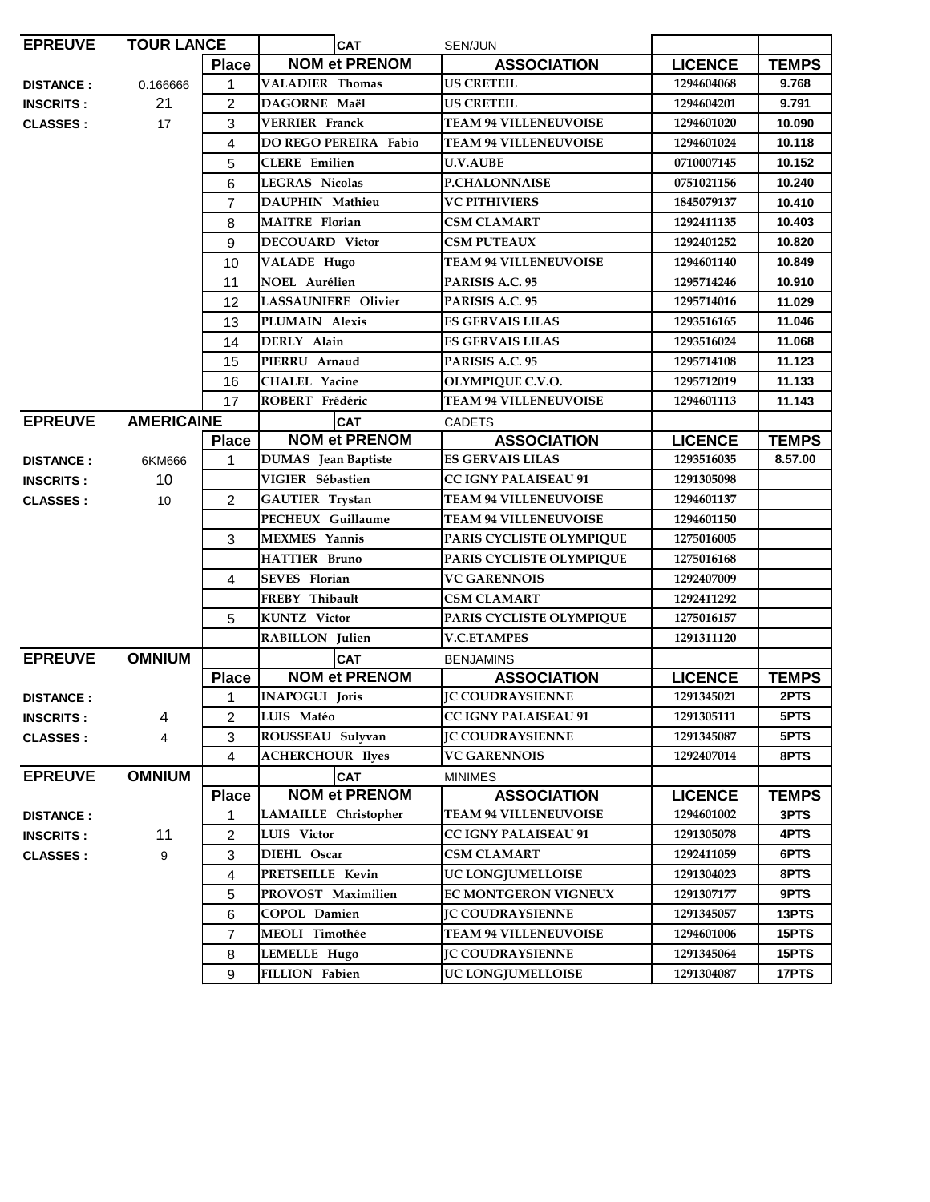| EPREUVE | TOUR LANCE | | CAT | SEN/JUN | | |
|---|---|---|---|---|---|---|
| | | **Place** | **NOM et PRENOM** | **ASSOCIATION** | **LICENCE** | **TEMPS** |
| **DISTANCE :** | 0.166666 | 1 | VALADIER Thomas | US CRETEIL | 1294604068 | 9.768 |
| **INSCRITS :** | 21 | 2 | DAGORNE Maël | US CRETEIL | 1294604201 | 9.791 |
| **CLASSES :** | 17 | 3 | VERRIER Franck | TEAM 94 VILLENEUVOISE | 1294601020 | 10.090 |
| | | 4 | DO REGO PEREIRA Fabio | TEAM 94 VILLENEUVOISE | 1294601024 | 10.118 |
| | | 5 | CLERE Emilien | U.V.AUBE | 0710007145 | 10.152 |
| | | 6 | LEGRAS Nicolas | P.CHALONNAISE | 0751021156 | 10.240 |
| | | 7 | DAUPHIN Mathieu | VC PITHIVIERS | 1845079137 | 10.410 |
| | | 8 | MAITRE Florian | CSM CLAMART | 1292411135 | 10.403 |
| | | 9 | DECOUARD Victor | CSM PUTEAUX | 1292401252 | 10.820 |
| | | 10 | VALADE Hugo | TEAM 94 VILLENEUVOISE | 1294601140 | 10.849 |
| | | 11 | NOEL Aurélien | PARISIS A.C. 95 | 1295714246 | 10.910 |
| | | 12 | LASSAUNIERE Olivier | PARISIS A.C. 95 | 1295714016 | 11.029 |
| | | 13 | PLUMAIN Alexis | ES GERVAIS LILAS | 1293516165 | 11.046 |
| | | 14 | DERLY Alain | ES GERVAIS LILAS | 1293516024 | 11.068 |
| | | 15 | PIERRU Arnaud | PARISIS A.C. 95 | 1295714108 | 11.123 |
| | | 16 | CHALEL Yacine | OLYMPIQUE C.V.O. | 1295712019 | 11.133 |
| | | 17 | ROBERT Frédéric | TEAM 94 VILLENEUVOISE | 1294601113 | 11.143 |

| EPREUVE | AMERICAINE | | CAT | CADETS | | |
|---|---|---|---|---|---|---|
| | | **Place** | **NOM et PRENOM** | **ASSOCIATION** | **LICENCE** | **TEMPS** |
| **DISTANCE :** | 6KM666 | 1 | DUMAS Jean Baptiste | ES GERVAIS LILAS | 1293516035 | 8.57.00 |
| **INSCRITS :** | 10 | | VIGIER Sébastien | CC IGNY PALAISEAU 91 | 1291305098 | |
| **CLASSES :** | 10 | 2 | GAUTIER Trystan | TEAM 94 VILLENEUVOISE | 1294601137 | |
| | | | PECHEUX Guillaume | TEAM 94 VILLENEUVOISE | 1294601150 | |
| | | 3 | MEXMES Yannis | PARIS CYCLISTE OLYMPIQUE | 1275016005 | |
| | | | HATTIER Bruno | PARIS CYCLISTE OLYMPIQUE | 1275016168 | |
| | | 4 | SEVES Florian | VC GARENNOIS | 1292407009 | |
| | | | FREBY Thibault | CSM CLAMART | 1292411292 | |
| | | 5 | KUNTZ Victor | PARIS CYCLISTE OLYMPIQUE | 1275016157 | |
| | | | RABILLON Julien | V.C.ETAMPES | 1291311120 | |

| EPREUVE | OMNIUM | | CAT | BENJAMINS | | |
|---|---|---|---|---|---|---|
| | | **Place** | **NOM et PRENOM** | **ASSOCIATION** | **LICENCE** | **TEMPS** |
| **DISTANCE :** | | 1 | INAPOGUI Joris | JC COUDRAYSIENNE | 1291345021 | 2PTS |
| **INSCRITS :** | 4 | 2 | LUIS Matéo | CC IGNY PALAISEAU 91 | 1291305111 | 5PTS |
| **CLASSES :** | 4 | 3 | ROUSSEAU Sulyvan | JC COUDRAYSIENNE | 1291345087 | 5PTS |
| | | 4 | ACHERCHOUR Ilyes | VC GARENNOIS | 1292407014 | 8PTS |

| EPREUVE | OMNIUM | | CAT | MINIMES | | |
|---|---|---|---|---|---|---|
| | | **Place** | **NOM et PRENOM** | **ASSOCIATION** | **LICENCE** | **TEMPS** |
| **DISTANCE :** | | 1 | LAMAILLE Christopher | TEAM 94 VILLENEUVOISE | 1294601002 | 3PTS |
| **INSCRITS :** | 11 | 2 | LUIS Victor | CC IGNY PALAISEAU 91 | 1291305078 | 4PTS |
| **CLASSES :** | 9 | 3 | DIEHL Oscar | CSM CLAMART | 1292411059 | 6PTS |
| | | 4 | PRETSEILLE Kevin | UC LONGJUMELLOISE | 1291304023 | 8PTS |
| | | 5 | PROVOST Maximilien | EC MONTGERON VIGNEUX | 1291307177 | 9PTS |
| | | 6 | COPOL Damien | JC COUDRAYSIENNE | 1291345057 | 13PTS |
| | | 7 | MEOLI Timothée | TEAM 94 VILLENEUVOISE | 1294601006 | 15PTS |
| | | 8 | LEMELLE Hugo | JC COUDRAYSIENNE | 1291345064 | 15PTS |
| | | 9 | FILLION Fabien | UC LONGJUMELLOISE | 1291304087 | 17PTS |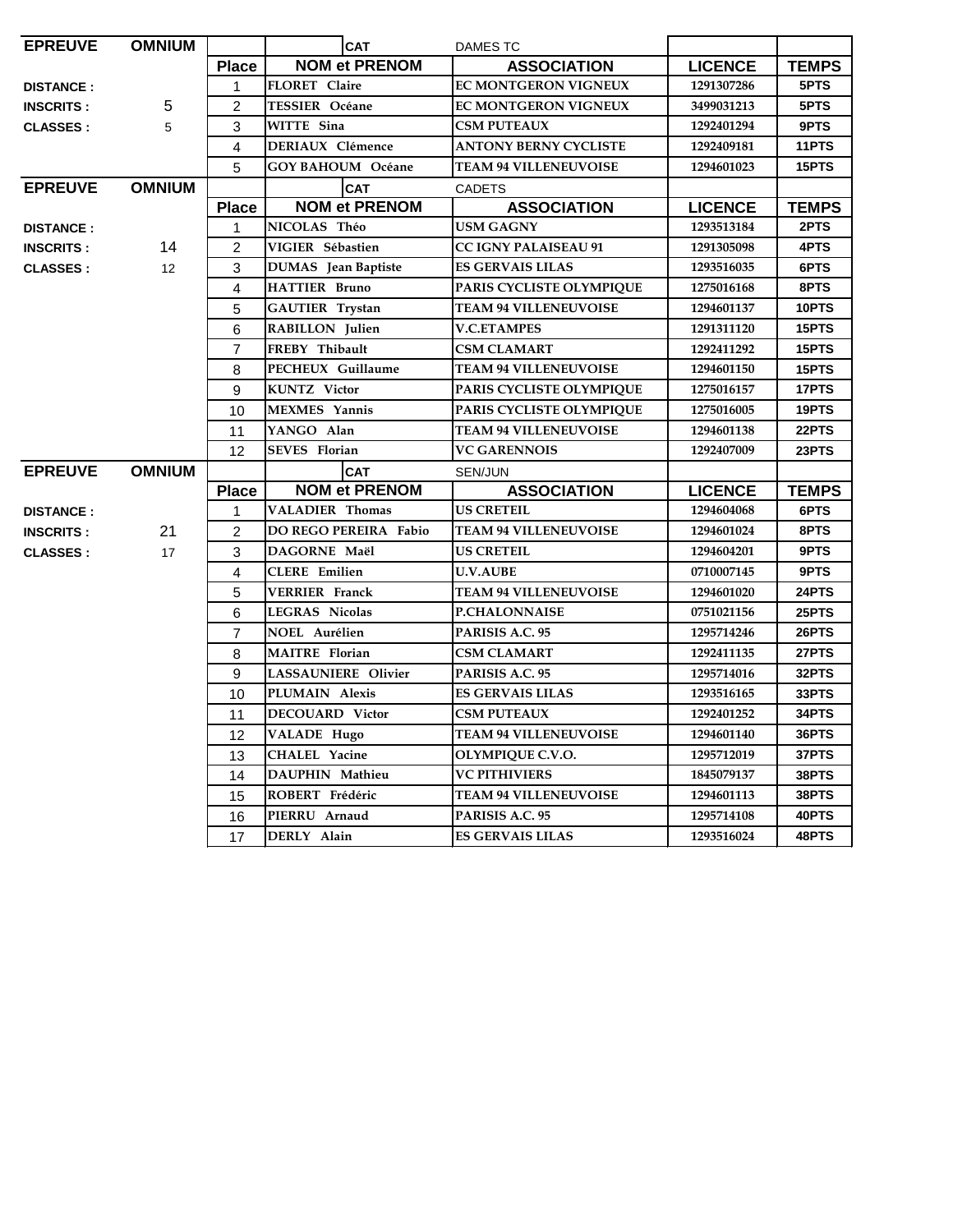| EPREUVE | OMNIUM | | | CAT | DAMES TC | | |
|---|---|---|---|---|---|---|---|
| | | Place | NOM et PRENOM | | ASSOCIATION | LICENCE | TEMPS |
| DISTANCE : | | 1 | FLORET Claire | | EC MONTGERON VIGNEUX | 1291307286 | 5PTS |
| INSCRITS : | 5 | 2 | TESSIER Océane | | EC MONTGERON VIGNEUX | 3499031213 | 5PTS |
| CLASSES : | 5 | 3 | WITTE Sina | | CSM PUTEAUX | 1292401294 | 9PTS |
| | | 4 | DERIAUX Clémence | | ANTONY BERNY CYCLISTE | 1292409181 | 11PTS |
| | | 5 | GOY BAHOUM Océane | | TEAM 94 VILLENEUVOISE | 1294601023 | 15PTS |

| EPREUVE | OMNIUM | | | CAT | CADETS | | |
|---|---|---|---|---|---|---|---|
| | | Place | NOM et PRENOM | | ASSOCIATION | LICENCE | TEMPS |
| DISTANCE : | | 1 | NICOLAS Théo | | USM GAGNY | 1293513184 | 2PTS |
| INSCRITS : | 14 | 2 | VIGIER Sébastien | | CC IGNY PALAISEAU 91 | 1291305098 | 4PTS |
| CLASSES : | 12 | 3 | DUMAS Jean Baptiste | | ES GERVAIS LILAS | 1293516035 | 6PTS |
| | | 4 | HATTIER Bruno | | PARIS CYCLISTE OLYMPIQUE | 1275016168 | 8PTS |
| | | 5 | GAUTIER Trystan | | TEAM 94 VILLENEUVOISE | 1294601137 | 10PTS |
| | | 6 | RABILLON Julien | | V.C.ETAMPES | 1291311120 | 15PTS |
| | | 7 | FREBY Thibault | | CSM CLAMART | 1292411292 | 15PTS |
| | | 8 | PECHEUX Guillaume | | TEAM 94 VILLENEUVOISE | 1294601150 | 15PTS |
| | | 9 | KUNTZ Victor | | PARIS CYCLISTE OLYMPIQUE | 1275016157 | 17PTS |
| | | 10 | MEXMES Yannis | | PARIS CYCLISTE OLYMPIQUE | 1275016005 | 19PTS |
| | | 11 | YANGO Alan | | TEAM 94 VILLENEUVOISE | 1294601138 | 22PTS |
| | | 12 | SEVES Florian | | VC GARENNOIS | 1292407009 | 23PTS |

| EPREUVE | OMNIUM | | | CAT | SEN/JUN | | |
|---|---|---|---|---|---|---|---|
| | | Place | NOM et PRENOM | | ASSOCIATION | LICENCE | TEMPS |
| DISTANCE : | | 1 | VALADIER Thomas | | US CRETEIL | 1294604068 | 6PTS |
| INSCRITS : | 21 | 2 | DO REGO PEREIRA Fabio | | TEAM 94 VILLENEUVOISE | 1294601024 | 8PTS |
| CLASSES : | 17 | 3 | DAGORNE Maël | | US CRETEIL | 1294604201 | 9PTS |
| | | 4 | CLERE Emilien | | U.V.AUBE | 0710007145 | 9PTS |
| | | 5 | VERRIER Franck | | TEAM 94 VILLENEUVOISE | 1294601020 | 24PTS |
| | | 6 | LEGRAS Nicolas | | P.CHALONNAISE | 0751021156 | 25PTS |
| | | 7 | NOEL Aurélien | | PARISIS A.C. 95 | 1295714246 | 26PTS |
| | | 8 | MAITRE Florian | | CSM CLAMART | 1292411135 | 27PTS |
| | | 9 | LASSAUNIERE Olivier | | PARISIS A.C. 95 | 1295714016 | 32PTS |
| | | 10 | PLUMAIN Alexis | | ES GERVAIS LILAS | 1293516165 | 33PTS |
| | | 11 | DECOUARD Victor | | CSM PUTEAUX | 1292401252 | 34PTS |
| | | 12 | VALADE Hugo | | TEAM 94 VILLENEUVOISE | 1294601140 | 36PTS |
| | | 13 | CHALEL Yacine | | OLYMPIQUE C.V.O. | 1295712019 | 37PTS |
| | | 14 | DAUPHIN Mathieu | | VC PITHIVIERS | 1845079137 | 38PTS |
| | | 15 | ROBERT Frédéric | | TEAM 94 VILLENEUVOISE | 1294601113 | 38PTS |
| | | 16 | PIERRU Arnaud | | PARISIS A.C. 95 | 1295714108 | 40PTS |
| | | 17 | DERLY Alain | | ES GERVAIS LILAS | 1293516024 | 48PTS |